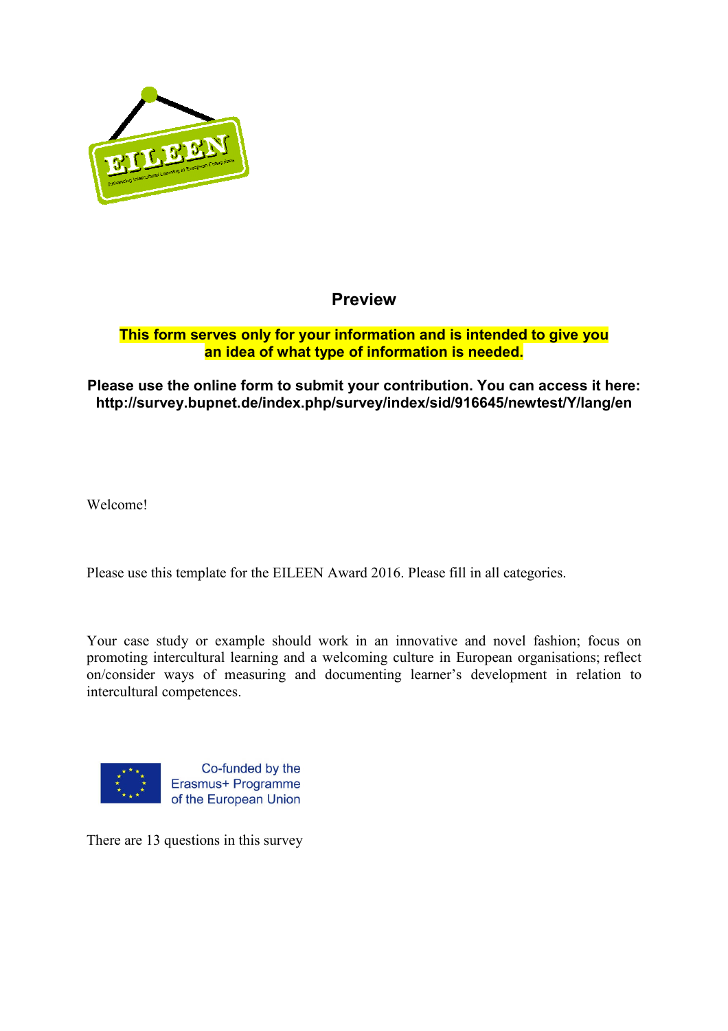## Preview

**This form serves only for your information and is intended to give you an idea of what type of information is needed.**

**Please use the online form to submit your contribution. You can access it here: http://survey.bupnet.de/index.php/survey/index/sid/916645/newtest/Y/lang/en**

Welcome!

Please use this template for the EILEEN Award 2016. Please fill in all categories.

Your case study or example should work in an innovative and novel fashion; focus on promoting intercultural learning and a welcoming culture in European organisations; reflect on/consider ways of measuring and documenting learner's development in relation to intercultural competences.

Co-funded by the Erasmus+ Programme of the European Union

There are 13 questions in this survey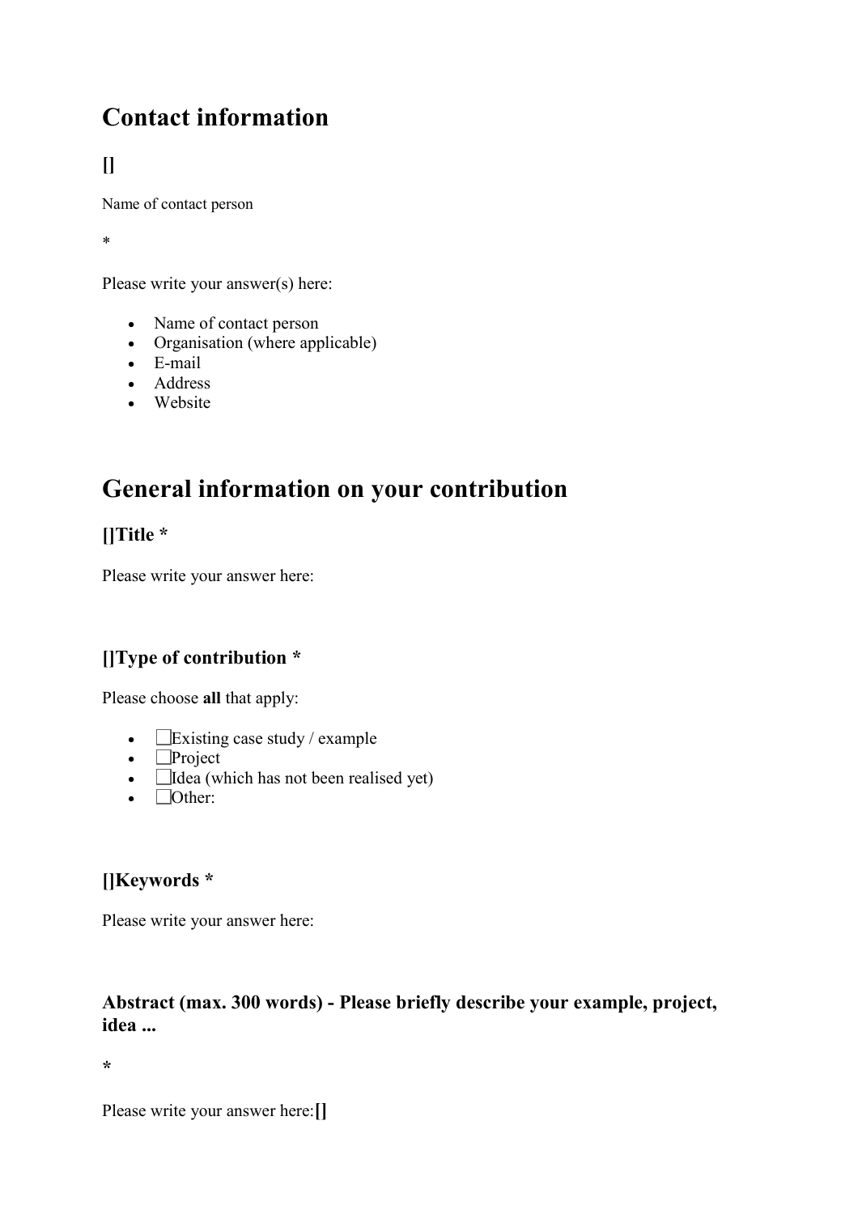# Contact information

### []

Name of contact person

*

Please write your answer(s) here:

- Name of contact person
- Organisation (where applicable)
- E-mail
- Address
- Website

# General information on your contribution

### []Title *

Please write your answer here:

### []Type of contribution *

Please choose **all** that apply:

- ☐Existing case study / example
- ☐Project
- ☐Idea (which has not been realised yet)
- ☐Other:

### []Keywords *

Please write your answer here:

### Abstract (max. 300 words) - Please briefly describe your example, project, idea ...

**\***

Please write your answer here:**[]**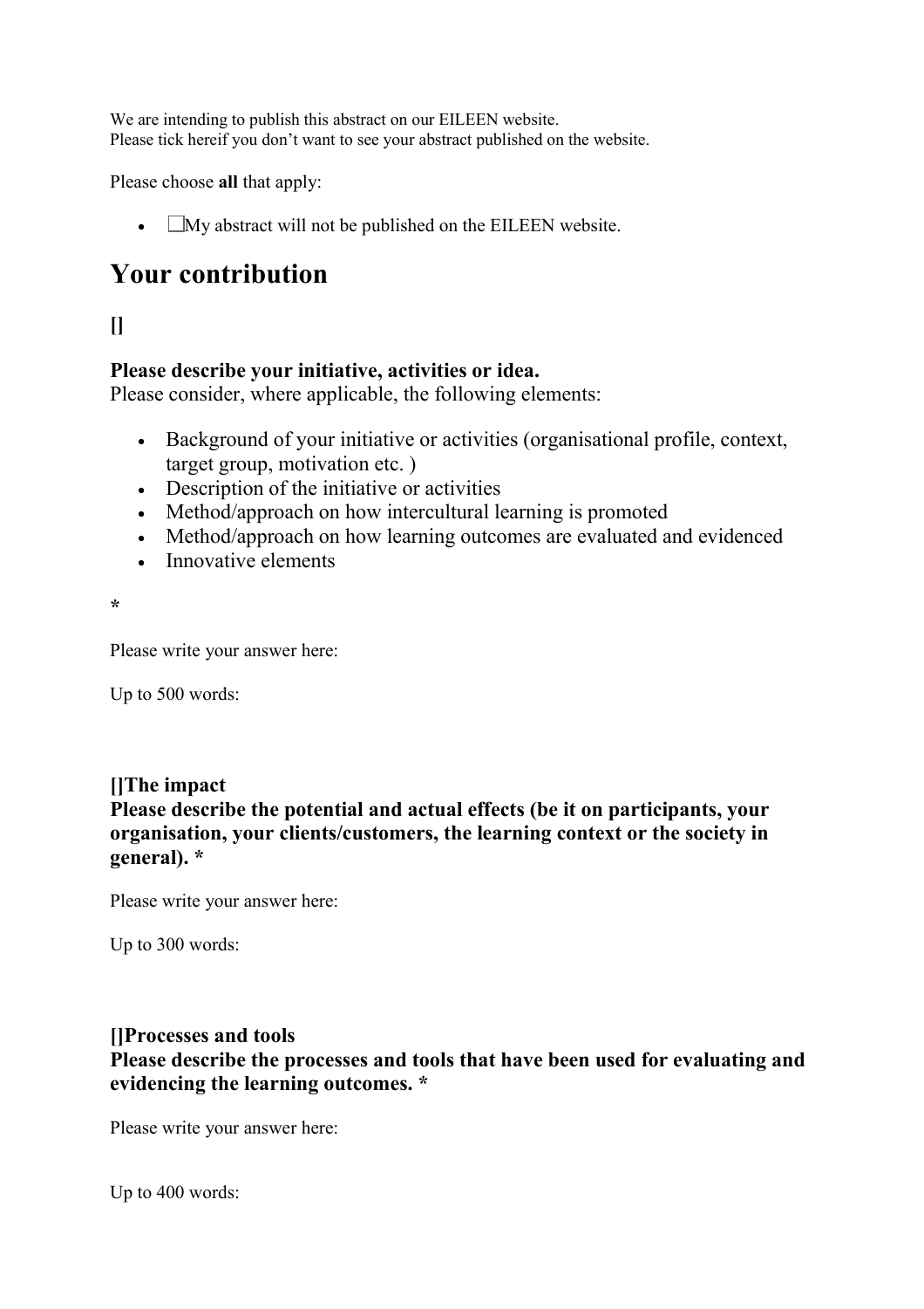We are intending to publish this abstract on our EILEEN website.
Please tick hereif you don't want to see your abstract published on the website.

Please choose **all** that apply:

- ☐My abstract will not be published on the EILEEN website.

# Your contribution

### []

**Please describe your initiative, activities or idea.**
Please consider, where applicable, the following elements:

- Background of your initiative or activities (organisational profile, context, target group, motivation etc. )
- Description of the initiative or activities
- Method/approach on how intercultural learning is promoted
- Method/approach on how learning outcomes are evaluated and evidenced
- Innovative elements

**\***

Please write your answer here:

Up to 500 words:

**[]The impact**
**Please describe the potential and actual effects (be it on participants, your organisation, your clients/customers, the learning context or the society in general). \***

Please write your answer here:

Up to 300 words:

**[]Processes and tools**
**Please describe the processes and tools that have been used for evaluating and evidencing the learning outcomes. \***

Please write your answer here:

Up to 400 words: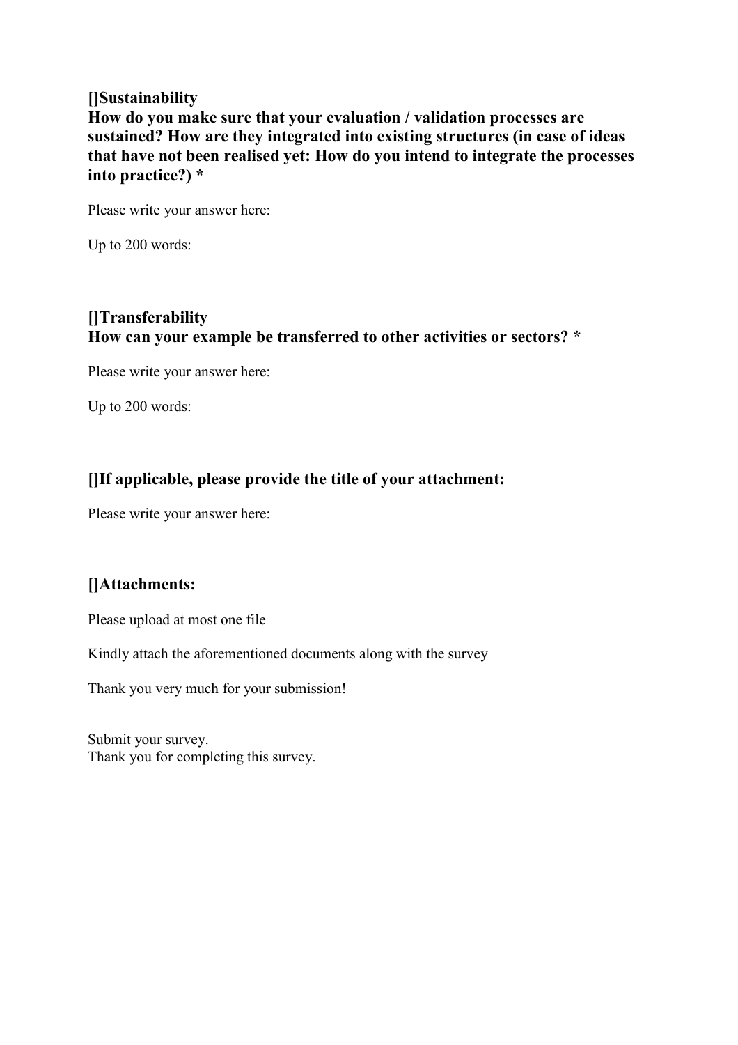**[]Sustainability**
**How do you make sure that your evaluation / validation processes are sustained? How are they integrated into existing structures (in case of ideas that have not been realised yet: How do you intend to integrate the processes into practice?) ***

Please write your answer here:

Up to 200 words:

**[]Transferability**
**How can your example be transferred to other activities or sectors? ***

Please write your answer here:

Up to 200 words:

## []If applicable, please provide the title of your attachment:

Please write your answer here:

## []Attachments:

Please upload at most one file

Kindly attach the aforementioned documents along with the survey

Thank you very much for your submission!

Submit your survey.
Thank you for completing this survey.